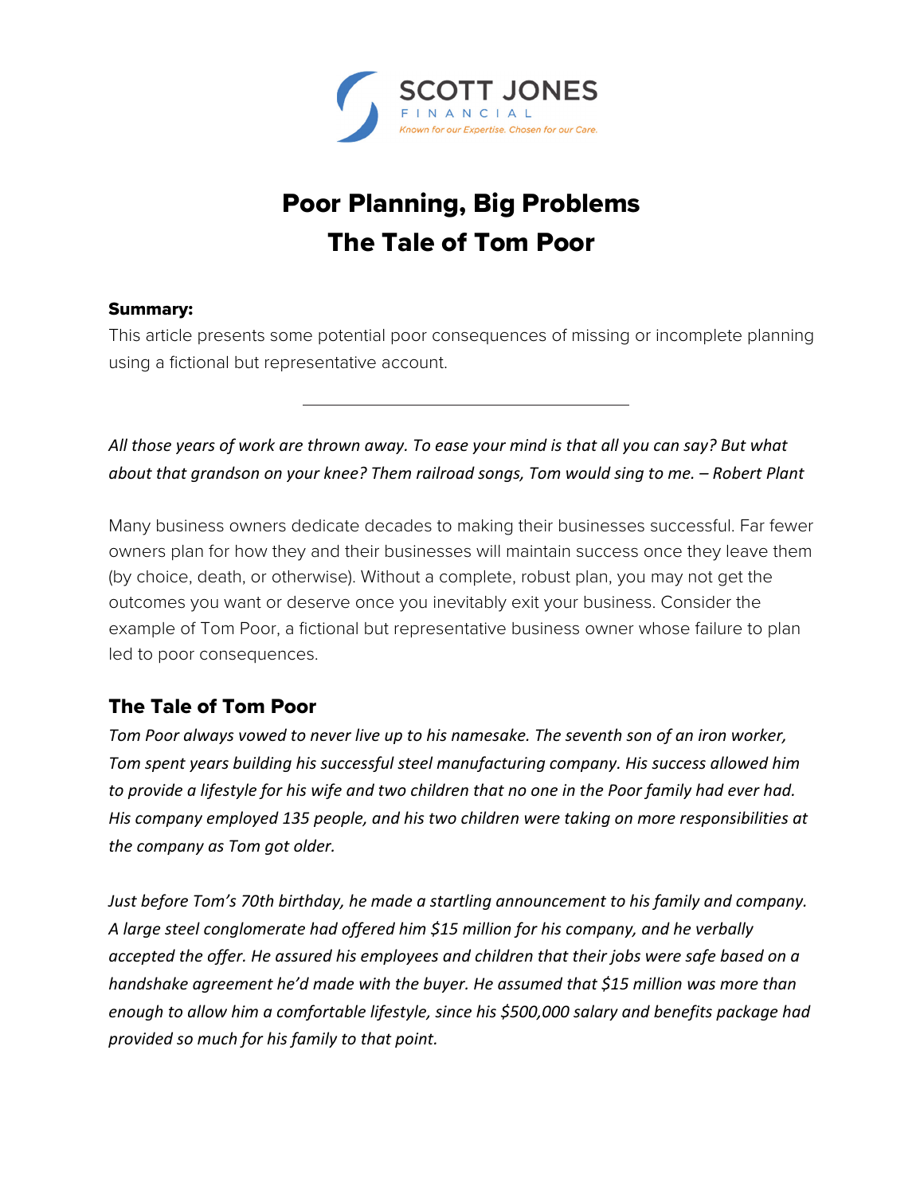SCOTT JONES FINANCIAL

*Known for our Expertise. Chosen for our Care.*

# Poor Planning, Big Problems
# The Tale of Tom Poor

**Summary:**

This article presents some potential poor consequences of missing or incomplete planning using a fictional but representative account.

---

*All those years of work are thrown away. To ease your mind is that all you can say? But what about that grandson on your knee? Them railroad songs, Tom would sing to me. – Robert Plant*

Many business owners dedicate decades to making their businesses successful. Far fewer owners plan for how they and their businesses will maintain success once they leave them (by choice, death, or otherwise). Without a complete, robust plan, you may not get the outcomes you want or deserve once you inevitably exit your business. Consider the example of Tom Poor, a fictional but representative business owner whose failure to plan led to poor consequences.

## The Tale of Tom Poor

*Tom Poor always vowed to never live up to his namesake. The seventh son of an iron worker, Tom spent years building his successful steel manufacturing company. His success allowed him to provide a lifestyle for his wife and two children that no one in the Poor family had ever had. His company employed 135 people, and his two children were taking on more responsibilities at the company as Tom got older.*

*Just before Tom's 70th birthday, he made a startling announcement to his family and company. A large steel conglomerate had offered him $15 million for his company, and he verbally accepted the offer. He assured his employees and children that their jobs were safe based on a handshake agreement he'd made with the buyer. He assumed that $15 million was more than enough to allow him a comfortable lifestyle, since his $500,000 salary and benefits package had provided so much for his family to that point.*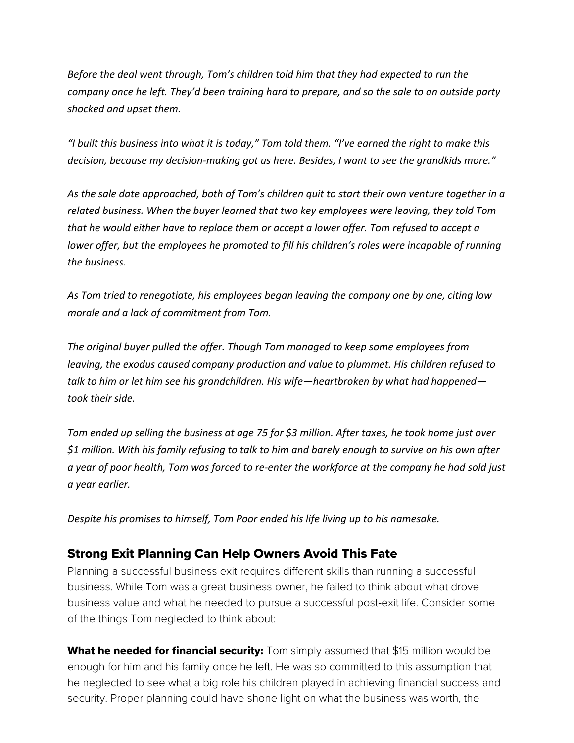*Before the deal went through, Tom's children told him that they had expected to run the company once he left. They'd been training hard to prepare, and so the sale to an outside party shocked and upset them.*

*"I built this business into what it is today," Tom told them. "I've earned the right to make this decision, because my decision-making got us here. Besides, I want to see the grandkids more."*

*As the sale date approached, both of Tom's children quit to start their own venture together in a related business. When the buyer learned that two key employees were leaving, they told Tom that he would either have to replace them or accept a lower offer. Tom refused to accept a lower offer, but the employees he promoted to fill his children's roles were incapable of running the business.*

*As Tom tried to renegotiate, his employees began leaving the company one by one, citing low morale and a lack of commitment from Tom.*

*The original buyer pulled the offer. Though Tom managed to keep some employees from leaving, the exodus caused company production and value to plummet. His children refused to talk to him or let him see his grandchildren. His wife—heartbroken by what had happened—took their side.*

*Tom ended up selling the business at age 75 for $3 million. After taxes, he took home just over $1 million. With his family refusing to talk to him and barely enough to survive on his own after a year of poor health, Tom was forced to re-enter the workforce at the company he had sold just a year earlier.*

*Despite his promises to himself, Tom Poor ended his life living up to his namesake.*

## Strong Exit Planning Can Help Owners Avoid This Fate

Planning a successful business exit requires different skills than running a successful business. While Tom was a great business owner, he failed to think about what drove business value and what he needed to pursue a successful post-exit life. Consider some of the things Tom neglected to think about:

**What he needed for financial security:** Tom simply assumed that $15 million would be enough for him and his family once he left. He was so committed to this assumption that he neglected to see what a big role his children played in achieving financial success and security. Proper planning could have shone light on what the business was worth, the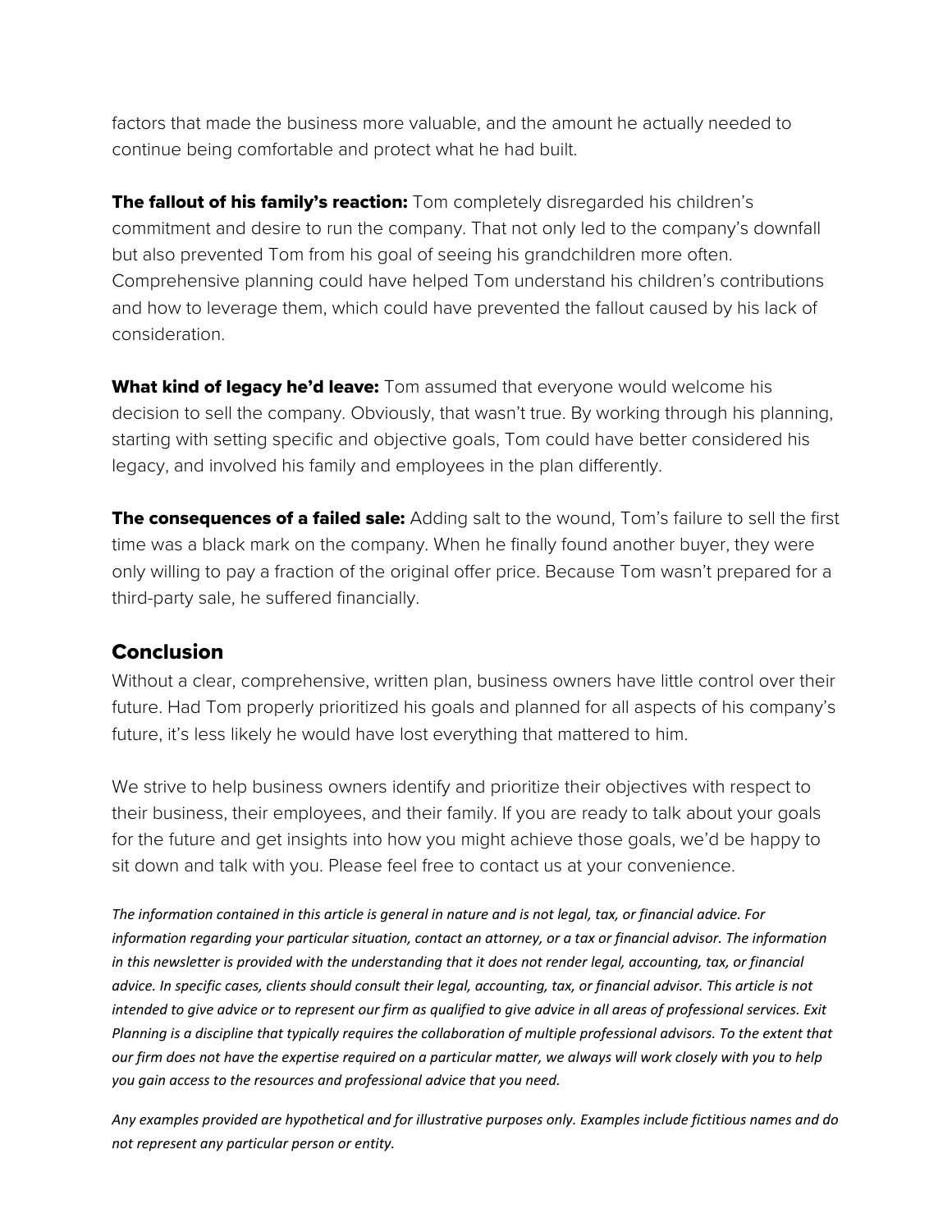factors that made the business more valuable, and the amount he actually needed to continue being comfortable and protect what he had built.

**The fallout of his family's reaction:** Tom completely disregarded his children's commitment and desire to run the company. That not only led to the company's downfall but also prevented Tom from his goal of seeing his grandchildren more often. Comprehensive planning could have helped Tom understand his children's contributions and how to leverage them, which could have prevented the fallout caused by his lack of consideration.

**What kind of legacy he'd leave:** Tom assumed that everyone would welcome his decision to sell the company. Obviously, that wasn't true. By working through his planning, starting with setting specific and objective goals, Tom could have better considered his legacy, and involved his family and employees in the plan differently.

**The consequences of a failed sale:** Adding salt to the wound, Tom's failure to sell the first time was a black mark on the company. When he finally found another buyer, they were only willing to pay a fraction of the original offer price. Because Tom wasn't prepared for a third-party sale, he suffered financially.

## Conclusion

Without a clear, comprehensive, written plan, business owners have little control over their future. Had Tom properly prioritized his goals and planned for all aspects of his company's future, it's less likely he would have lost everything that mattered to him.

We strive to help business owners identify and prioritize their objectives with respect to their business, their employees, and their family. If you are ready to talk about your goals for the future and get insights into how you might achieve those goals, we'd be happy to sit down and talk with you. Please feel free to contact us at your convenience.

*The information contained in this article is general in nature and is not legal, tax, or financial advice. For information regarding your particular situation, contact an attorney, or a tax or financial advisor. The information in this newsletter is provided with the understanding that it does not render legal, accounting, tax, or financial advice. In specific cases, clients should consult their legal, accounting, tax, or financial advisor. This article is not intended to give advice or to represent our firm as qualified to give advice in all areas of professional services. Exit Planning is a discipline that typically requires the collaboration of multiple professional advisors. To the extent that our firm does not have the expertise required on a particular matter, we always will work closely with you to help you gain access to the resources and professional advice that you need.*

*Any examples provided are hypothetical and for illustrative purposes only. Examples include fictitious names and do not represent any particular person or entity.*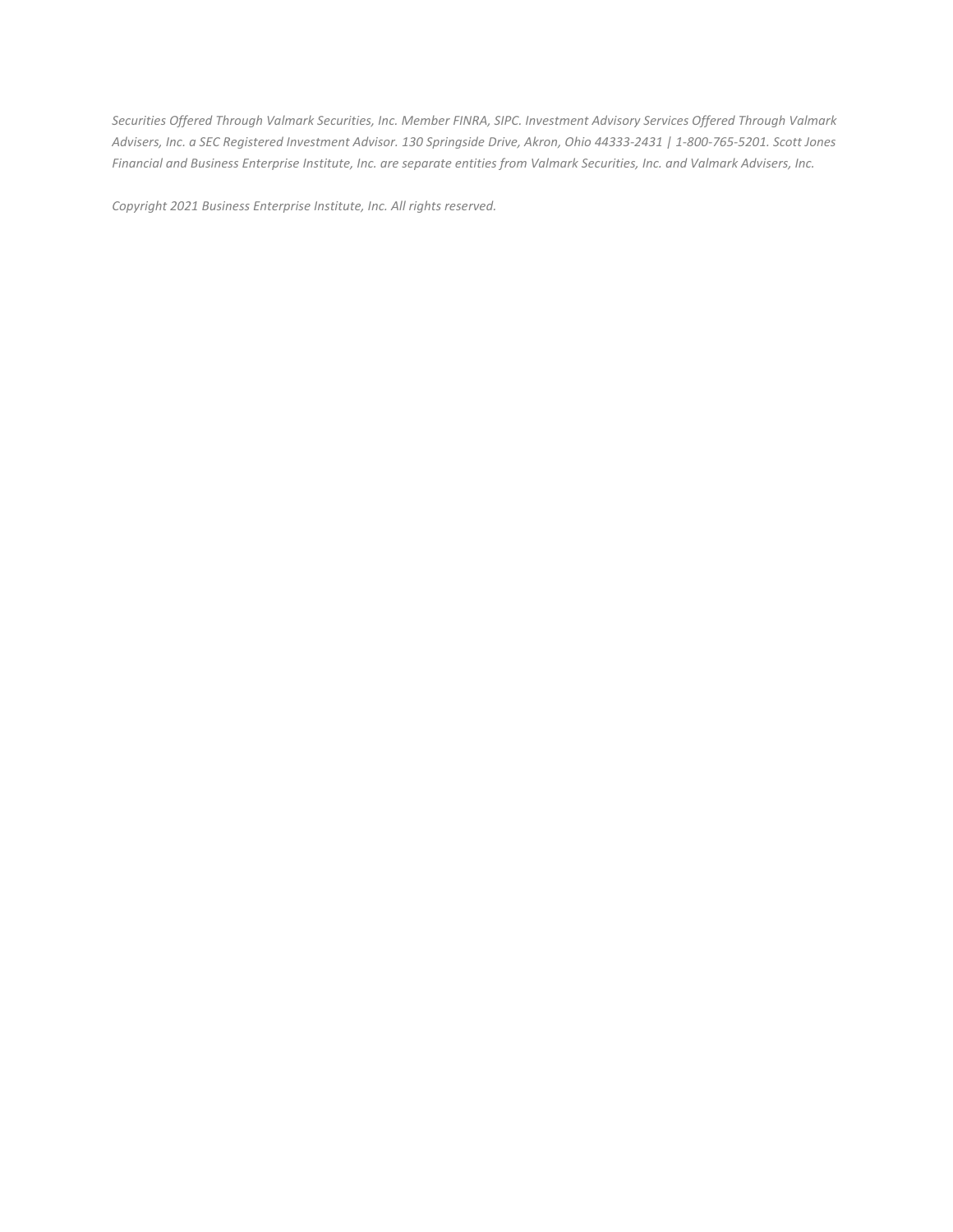*Securities Offered Through Valmark Securities, Inc. Member FINRA, SIPC. Investment Advisory Services Offered Through Valmark Advisers, Inc. a SEC Registered Investment Advisor. 130 Springside Drive, Akron, Ohio 44333-2431 | 1-800-765-5201. Scott Jones Financial and Business Enterprise Institute, Inc. are separate entities from Valmark Securities, Inc. and Valmark Advisers, Inc.*

*Copyright 2021 Business Enterprise Institute, Inc. All rights reserved.*